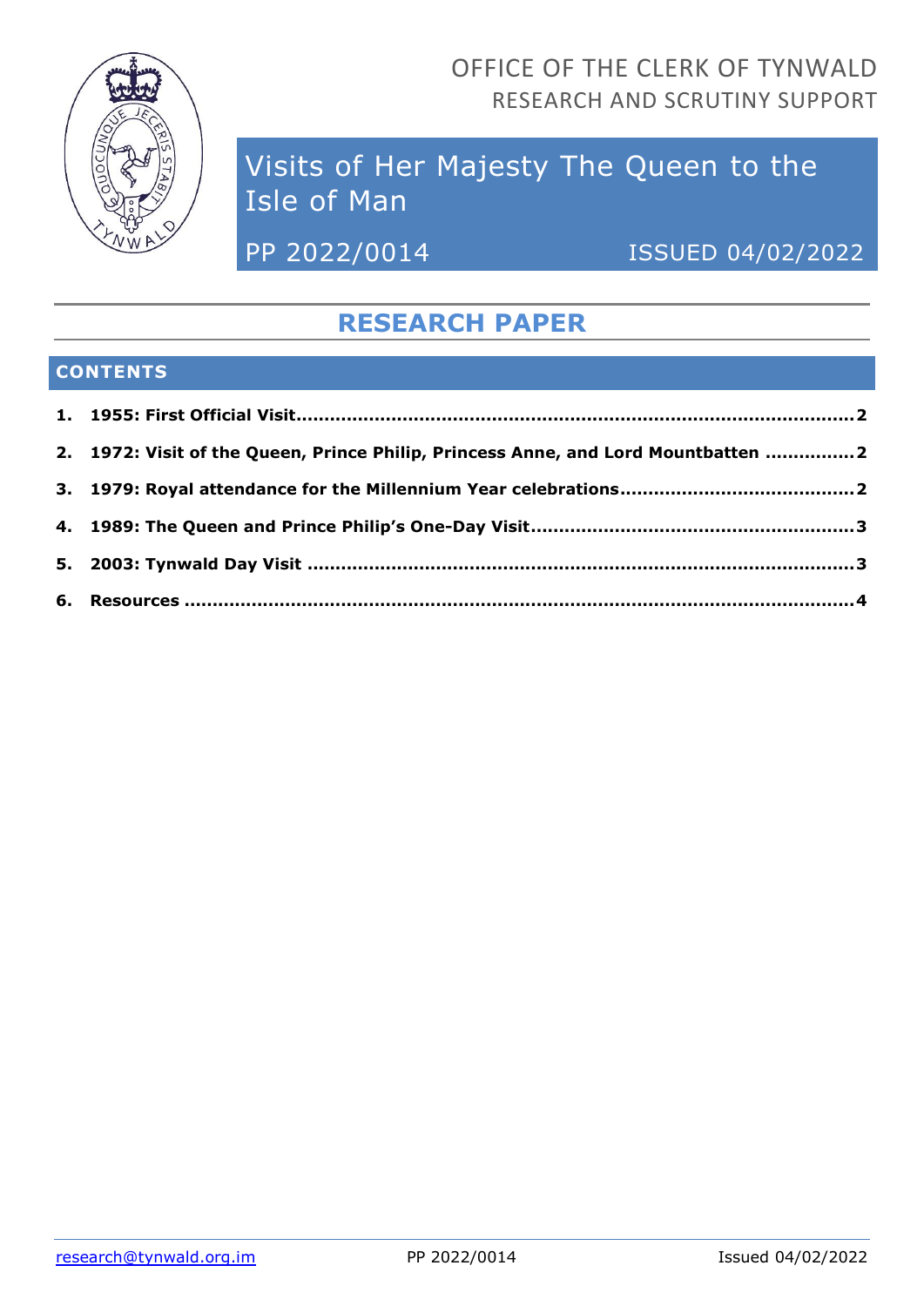OFFICE OF THE CLERK OF TYNWALD
RESEARCH AND SCRUTINY SUPPORT

# Visits of Her Majesty The Queen to the Isle of Man

PP 2022/0014 ISSUED 04/02/2022

## RESEARCH PAPER

### CONTENTS

1. **1955: First Official Visit** ..... 2
2. **1972: Visit of the Queen, Prince Philip, Princess Anne, and Lord Mountbatten** ..... 2
3. **1979: Royal attendance for the Millennium Year celebrations** ..... 2
4. **1989: The Queen and Prince Philip's One-Day Visit** ..... 3
5. **2003: Tynwald Day Visit** ..... 3
6. **Resources** ..... 4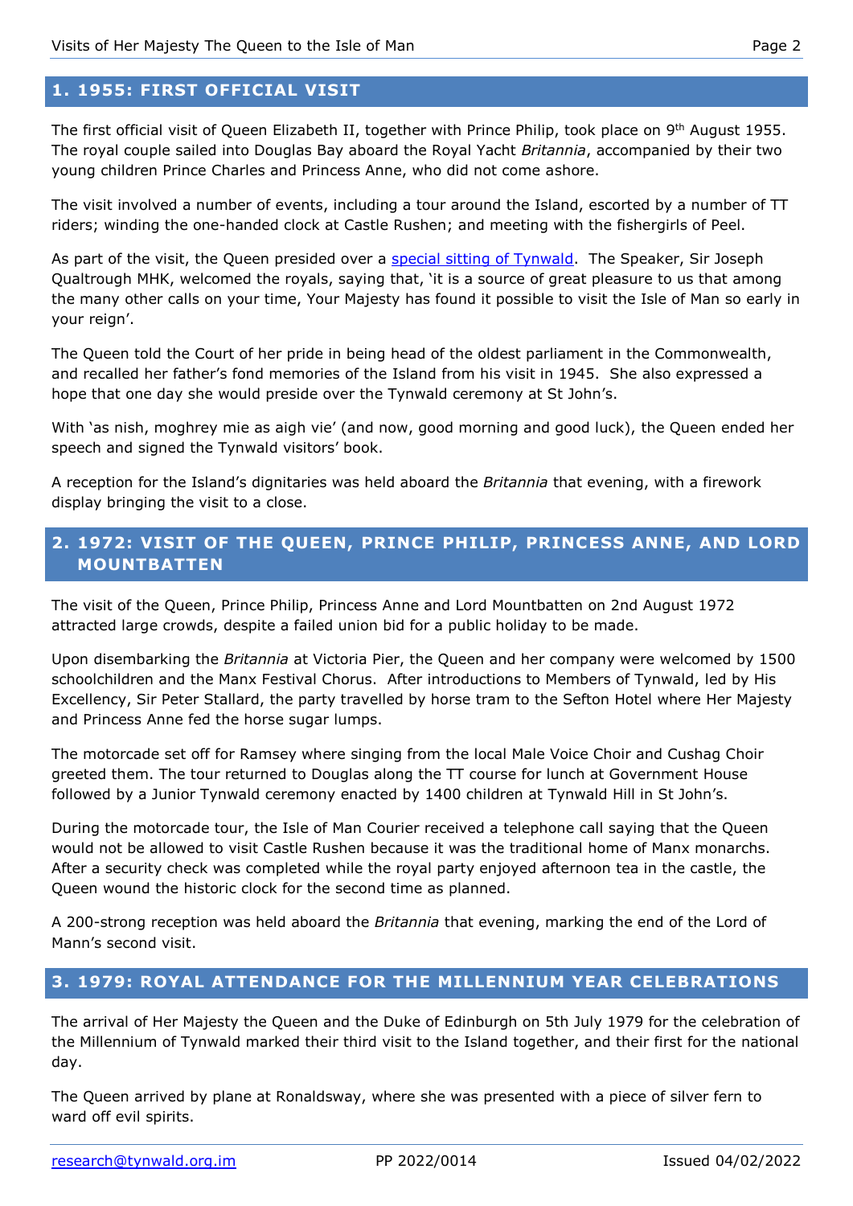## 1. 1955: FIRST OFFICIAL VISIT

The first official visit of Queen Elizabeth II, together with Prince Philip, took place on 9th August 1955. The royal couple sailed into Douglas Bay aboard the Royal Yacht *Britannia*, accompanied by their two young children Prince Charles and Princess Anne, who did not come ashore.

The visit involved a number of events, including a tour around the Island, escorted by a number of TT riders; winding the one-handed clock at Castle Rushen; and meeting with the fishergirls of Peel.

As part of the visit, the Queen presided over a special sitting of Tynwald. The Speaker, Sir Joseph Qualtrough MHK, welcomed the royals, saying that, 'it is a source of great pleasure to us that among the many other calls on your time, Your Majesty has found it possible to visit the Isle of Man so early in your reign'.

The Queen told the Court of her pride in being head of the oldest parliament in the Commonwealth, and recalled her father's fond memories of the Island from his visit in 1945. She also expressed a hope that one day she would preside over the Tynwald ceremony at St John's.

With 'as nish, moghrey mie as aigh vie' (and now, good morning and good luck), the Queen ended her speech and signed the Tynwald visitors' book.

A reception for the Island's dignitaries was held aboard the *Britannia* that evening, with a firework display bringing the visit to a close.

## 2. 1972: VISIT OF THE QUEEN, PRINCE PHILIP, PRINCESS ANNE, AND LORD MOUNTBATTEN

The visit of the Queen, Prince Philip, Princess Anne and Lord Mountbatten on 2nd August 1972 attracted large crowds, despite a failed union bid for a public holiday to be made.

Upon disembarking the *Britannia* at Victoria Pier, the Queen and her company were welcomed by 1500 schoolchildren and the Manx Festival Chorus. After introductions to Members of Tynwald, led by His Excellency, Sir Peter Stallard, the party travelled by horse tram to the Sefton Hotel where Her Majesty and Princess Anne fed the horse sugar lumps.

The motorcade set off for Ramsey where singing from the local Male Voice Choir and Cushag Choir greeted them. The tour returned to Douglas along the TT course for lunch at Government House followed by a Junior Tynwald ceremony enacted by 1400 children at Tynwald Hill in St John's.

During the motorcade tour, the Isle of Man Courier received a telephone call saying that the Queen would not be allowed to visit Castle Rushen because it was the traditional home of Manx monarchs. After a security check was completed while the royal party enjoyed afternoon tea in the castle, the Queen wound the historic clock for the second time as planned.

A 200-strong reception was held aboard the *Britannia* that evening, marking the end of the Lord of Mann's second visit.

## 3. 1979: ROYAL ATTENDANCE FOR THE MILLENNIUM YEAR CELEBRATIONS

The arrival of Her Majesty the Queen and the Duke of Edinburgh on 5th July 1979 for the celebration of the Millennium of Tynwald marked their third visit to the Island together, and their first for the national day.

The Queen arrived by plane at Ronaldsway, where she was presented with a piece of silver fern to ward off evil spirits.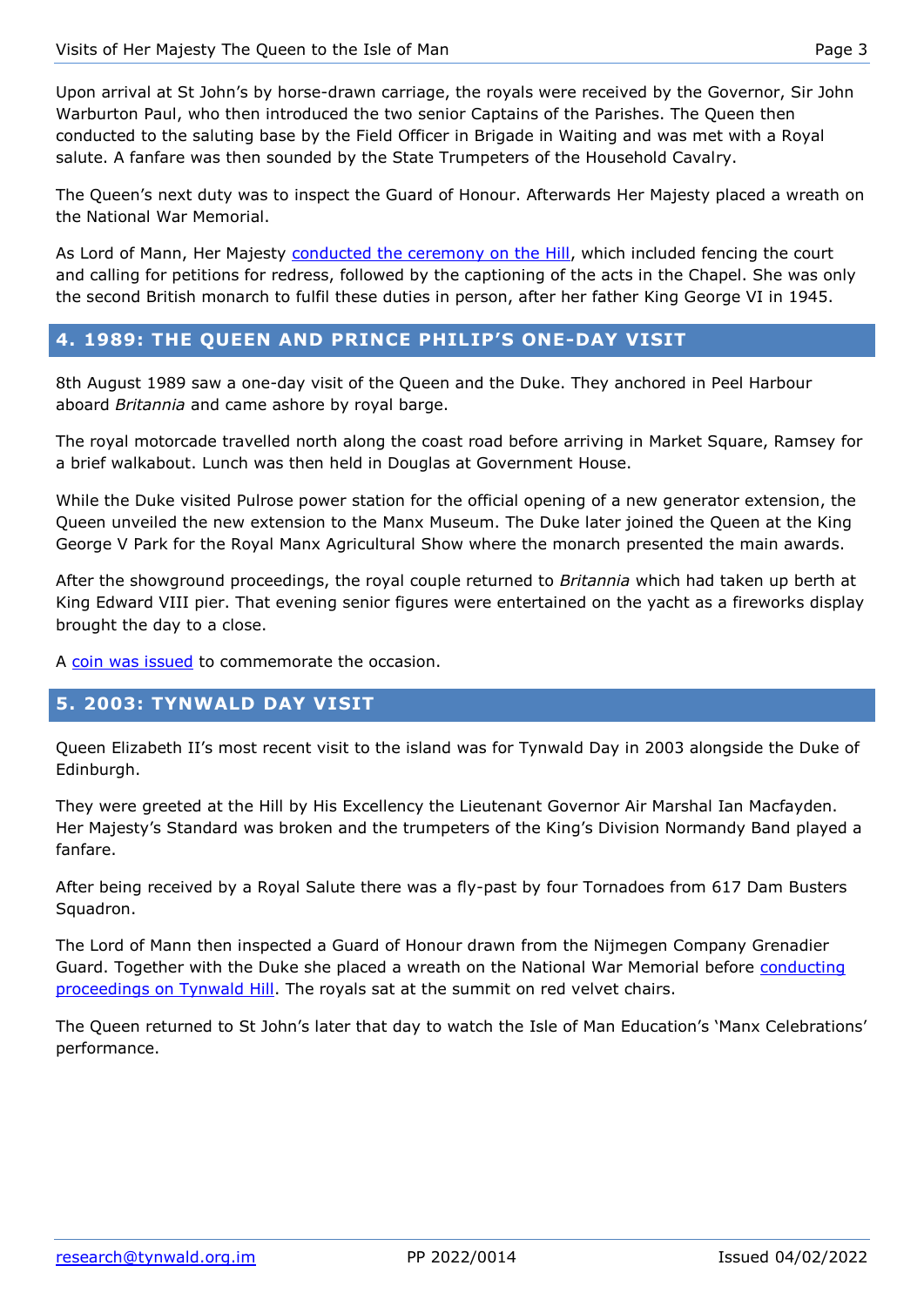Upon arrival at St John's by horse-drawn carriage, the royals were received by the Governor, Sir John Warburton Paul, who then introduced the two senior Captains of the Parishes. The Queen then conducted to the saluting base by the Field Officer in Brigade in Waiting and was met with a Royal salute. A fanfare was then sounded by the State Trumpeters of the Household Cavalry.

The Queen's next duty was to inspect the Guard of Honour. Afterwards Her Majesty placed a wreath on the National War Memorial.

As Lord of Mann, Her Majesty conducted the ceremony on the Hill, which included fencing the court and calling for petitions for redress, followed by the captioning of the acts in the Chapel. She was only the second British monarch to fulfil these duties in person, after her father King George VI in 1945.

## 4. 1989: THE QUEEN AND PRINCE PHILIP'S ONE-DAY VISIT

8th August 1989 saw a one-day visit of the Queen and the Duke. They anchored in Peel Harbour aboard *Britannia* and came ashore by royal barge.

The royal motorcade travelled north along the coast road before arriving in Market Square, Ramsey for a brief walkabout. Lunch was then held in Douglas at Government House.

While the Duke visited Pulrose power station for the official opening of a new generator extension, the Queen unveiled the new extension to the Manx Museum. The Duke later joined the Queen at the King George V Park for the Royal Manx Agricultural Show where the monarch presented the main awards.

After the showground proceedings, the royal couple returned to *Britannia* which had taken up berth at King Edward VIII pier. That evening senior figures were entertained on the yacht as a fireworks display brought the day to a close.

A coin was issued to commemorate the occasion.

## 5. 2003: TYNWALD DAY VISIT

Queen Elizabeth II's most recent visit to the island was for Tynwald Day in 2003 alongside the Duke of Edinburgh.

They were greeted at the Hill by His Excellency the Lieutenant Governor Air Marshal Ian Macfayden. Her Majesty's Standard was broken and the trumpeters of the King's Division Normandy Band played a fanfare.

After being received by a Royal Salute there was a fly-past by four Tornadoes from 617 Dam Busters Squadron.

The Lord of Mann then inspected a Guard of Honour drawn from the Nijmegen Company Grenadier Guard. Together with the Duke she placed a wreath on the National War Memorial before conducting proceedings on Tynwald Hill. The royals sat at the summit on red velvet chairs.

The Queen returned to St John's later that day to watch the Isle of Man Education's 'Manx Celebrations' performance.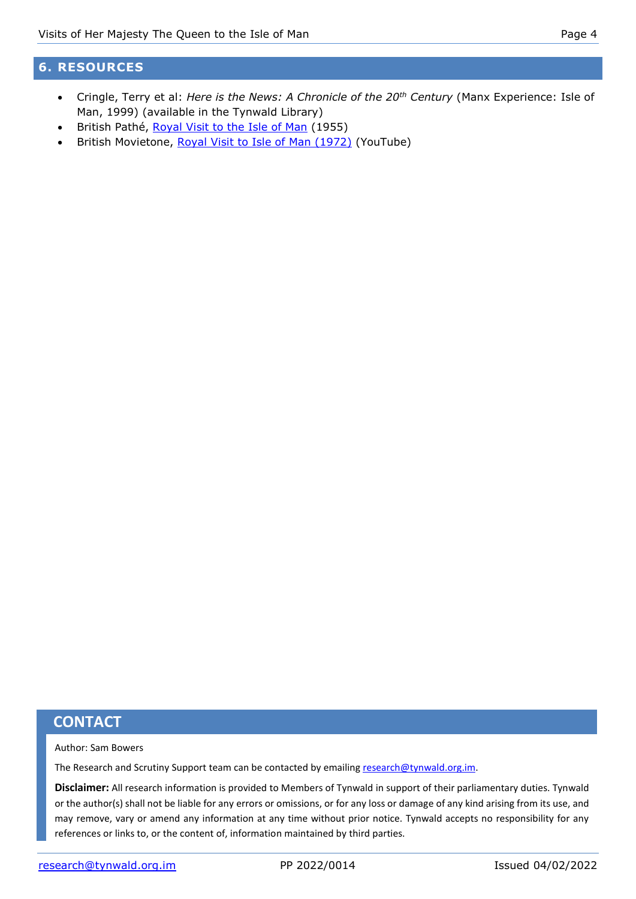## 6. RESOURCES

- Cringle, Terry et al: *Here is the News: A Chronicle of the 20th Century* (Manx Experience: Isle of Man, 1999) (available in the Tynwald Library)
- British Pathé, Royal Visit to the Isle of Man (1955)
- British Movietone, Royal Visit to Isle of Man (1972) (YouTube)

## CONTACT

Author: Sam Bowers

The Research and Scrutiny Support team can be contacted by emailing research@tynwald.org.im.

**Disclaimer:** All research information is provided to Members of Tynwald in support of their parliamentary duties. Tynwald or the author(s) shall not be liable for any errors or omissions, or for any loss or damage of any kind arising from its use, and may remove, vary or amend any information at any time without prior notice. Tynwald accepts no responsibility for any references or links to, or the content of, information maintained by third parties.

research@tynwald.org.im | PP 2022/0014 | Issued 04/02/2022